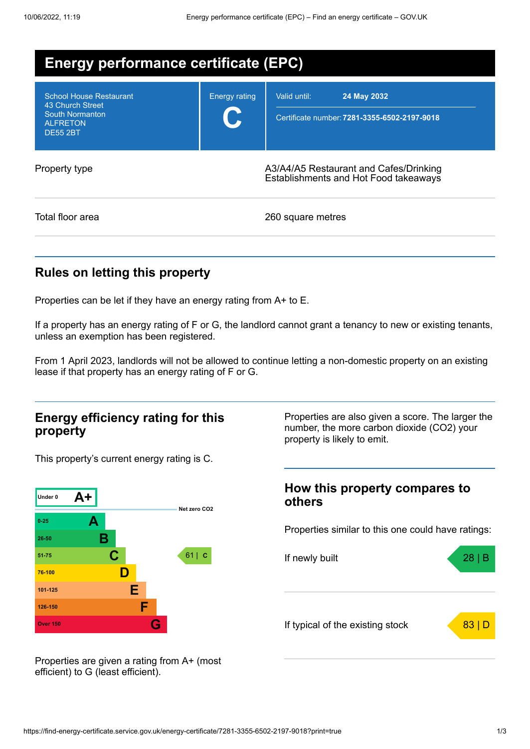# Energy performance certificate (EPC)

| | | |
|---|---|---|
| School House Restaurant<br>43 Church Street<br>South Normanton<br>ALFRETON<br>DE55 2BT | Energy rating<br>**C** | Valid until: **24 May 2032**<br>Certificate number: **7281-3355-6502-2197-9018** |

| | |
|---|---|
| Property type | A3/A4/A5 Restaurant and Cafes/Drinking Establishments and Hot Food takeaways |
| Total floor area | 260 square metres |

## Rules on letting this property

Properties can be let if they have an energy rating from A+ to E.

If a property has an energy rating of F or G, the landlord cannot grant a tenancy to new or existing tenants, unless an exemption has been registered.

From 1 April 2023, landlords will not be allowed to continue letting a non-domestic property on an existing lease if that property has an energy rating of F or G.

## Energy efficiency rating for this property

This property's current energy rating is C.

| Score | Rating |
|---|---|
| Under 0 | A+ |
| 0-25 | A |
| 26-50 | B |
| 51-75 | C |
| 76-100 | D |
| 101-125 | E |
| 126-150 | F |
| Over 150 | G |

Net zero CO2

This property: 61 | C

Properties are given a rating from A+ (most efficient) to G (least efficient).

Properties are also given a score. The larger the number, the more carbon dioxide ($CO_2$) your property is likely to emit.

## How this property compares to others

Properties similar to this one could have ratings:

| | |
|---|---|
| If newly built | 28 \| B |
| If typical of the existing stock | 83 \| D |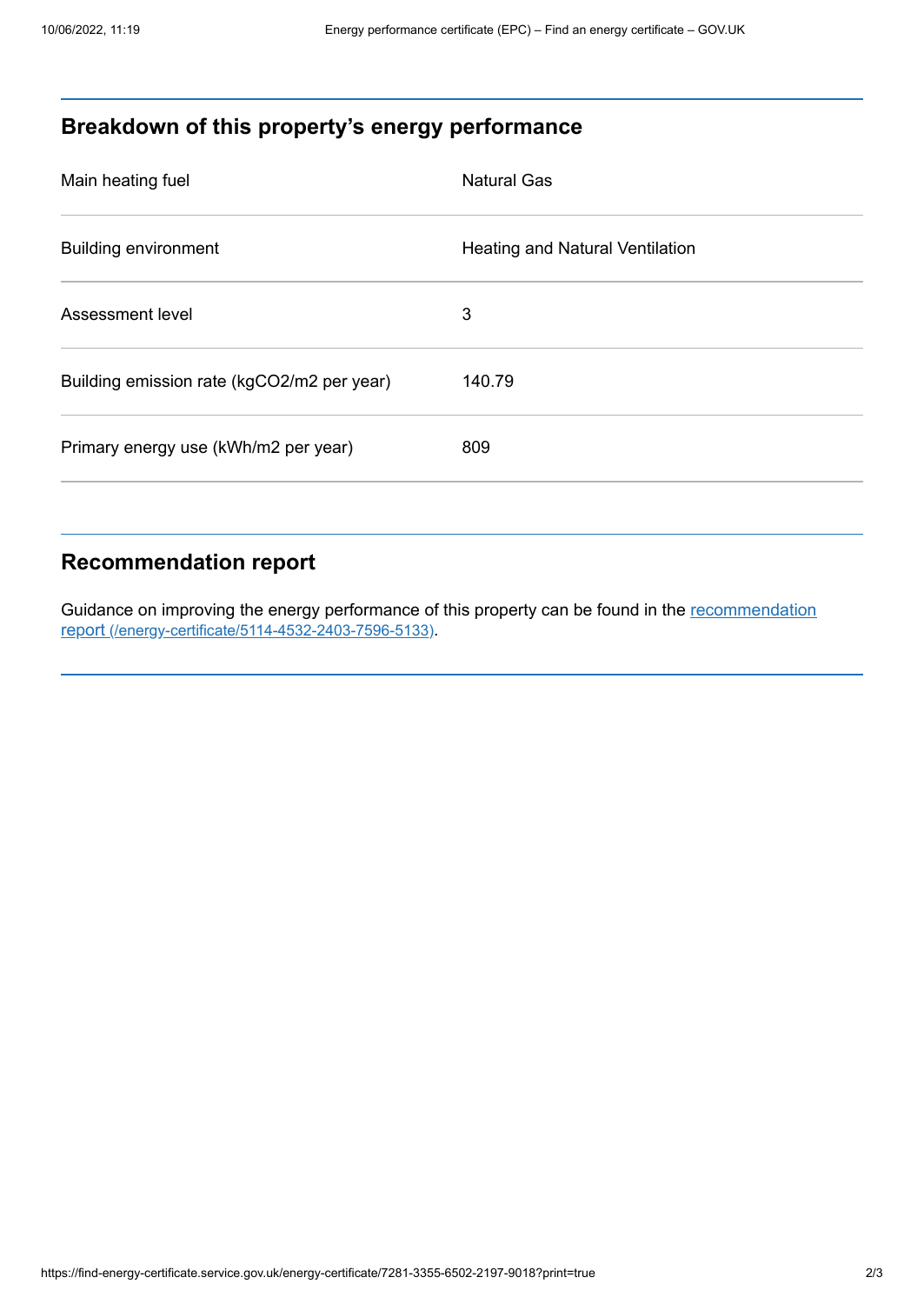## Breakdown of this property's energy performance

| | |
|---|---|
| Main heating fuel | Natural Gas |
| Building environment | Heating and Natural Ventilation |
| Assessment level | 3 |
| Building emission rate (kgCO2/m2 per year) | 140.79 |
| Primary energy use (kWh/m2 per year) | 809 |

## Recommendation report

Guidance on improving the energy performance of this property can be found in the [recommendation report (/energy-certificate/5114-4532-2403-7596-5133)](/energy-certificate/5114-4532-2403-7596-5133).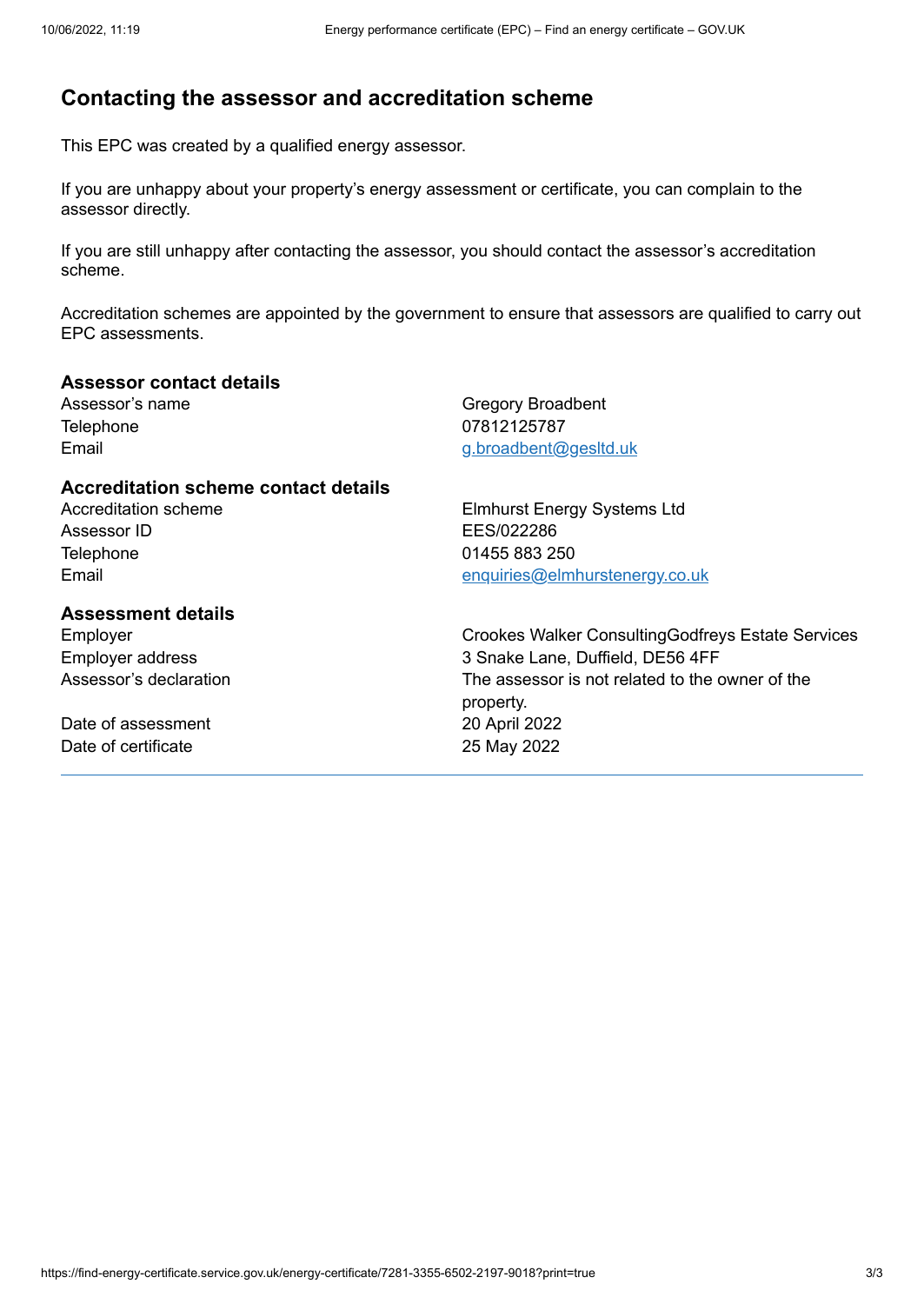## Contacting the assessor and accreditation scheme

This EPC was created by a qualified energy assessor.

If you are unhappy about your property's energy assessment or certificate, you can complain to the assessor directly.

If you are still unhappy after contacting the assessor, you should contact the assessor's accreditation scheme.

Accreditation schemes are appointed by the government to ensure that assessors are qualified to carry out EPC assessments.

### Assessor contact details

| | |
|---|---|
| Assessor's name | Gregory Broadbent |
| Telephone | 07812125787 |
| Email | g.broadbent@gesltd.uk |

### Accreditation scheme contact details

| | |
|---|---|
| Accreditation scheme | Elmhurst Energy Systems Ltd |
| Assessor ID | EES/022286 |
| Telephone | 01455 883 250 |
| Email | enquiries@elmhurstenergy.co.uk |

### Assessment details

| | |
|---|---|
| Employer | Crookes Walker ConsultingGodfreys Estate Services |
| Employer address | 3 Snake Lane, Duffield, DE56 4FF |
| Assessor's declaration | The assessor is not related to the owner of the property. |
| Date of assessment | 20 April 2022 |
| Date of certificate | 25 May 2022 |